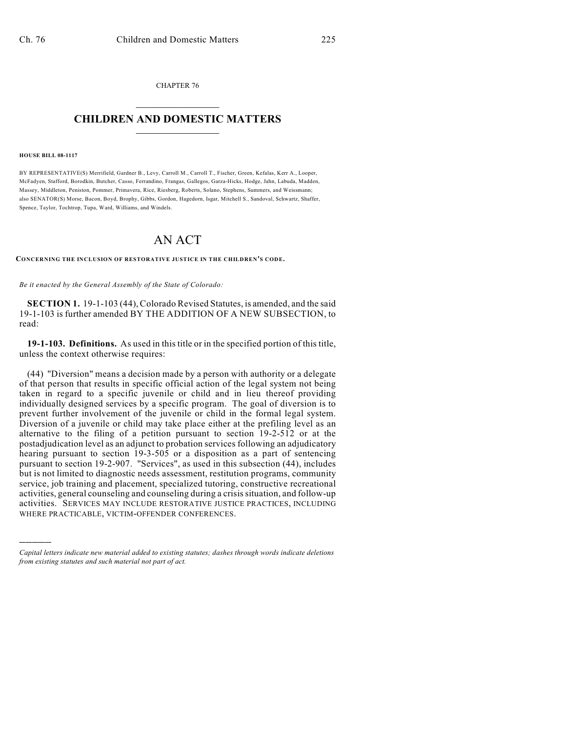CHAPTER 76

# CHILDREN AND DOMESTIC MATTERS

**HOUSE BILL 08-1117**

BY REPRESENTATIVE(S) Merrifield, Gardner B., Levy, Carroll M., Carroll T., Fischer, Green, Kefalas, Kerr A., Looper, McFadyen, Stafford, Borodkin, Butcher, Casso, Ferrandino, Frangas, Gallegos, Garza-Hicks, Hodge, Jahn, Labuda, Madden, Massey, Middleton, Peniston, Pommer, Primavera, Rice, Riesberg, Roberts, Solano, Stephens, Summers, and Weissmann; also SENATOR(S) Morse, Bacon, Boyd, Brophy, Gibbs, Gordon, Hagedorn, Isgar, Mitchell S., Sandoval, Schwartz, Shaffer, Spence, Taylor, Tochtrop, Tupa, Ward, Williams, and Windels.

# AN ACT

**CONCERNING THE INCLUSION OF RESTORATIVE JUSTICE IN THE CHILDREN'S CODE.**

*Be it enacted by the General Assembly of the State of Colorado:*

**SECTION 1.** 19-1-103 (44), Colorado Revised Statutes, is amended, and the said 19-1-103 is further amended BY THE ADDITION OF A NEW SUBSECTION, to read:

**19-1-103. Definitions.** As used in this title or in the specified portion of this title, unless the context otherwise requires:

(44) "Diversion" means a decision made by a person with authority or a delegate of that person that results in specific official action of the legal system not being taken in regard to a specific juvenile or child and in lieu thereof providing individually designed services by a specific program. The goal of diversion is to prevent further involvement of the juvenile or child in the formal legal system. Diversion of a juvenile or child may take place either at the prefiling level as an alternative to the filing of a petition pursuant to section 19-2-512 or at the postadjudication level as an adjunct to probation services following an adjudicatory hearing pursuant to section 19-3-505 or a disposition as a part of sentencing pursuant to section 19-2-907. "Services", as used in this subsection (44), includes but is not limited to diagnostic needs assessment, restitution programs, community service, job training and placement, specialized tutoring, constructive recreational activities, general counseling and counseling during a crisis situation, and follow-up activities. SERVICES MAY INCLUDE RESTORATIVE JUSTICE PRACTICES, INCLUDING WHERE PRACTICABLE, VICTIM-OFFENDER CONFERENCES.

---

*Capital letters indicate new material added to existing statutes; dashes through words indicate deletions from existing statutes and such material not part of act.*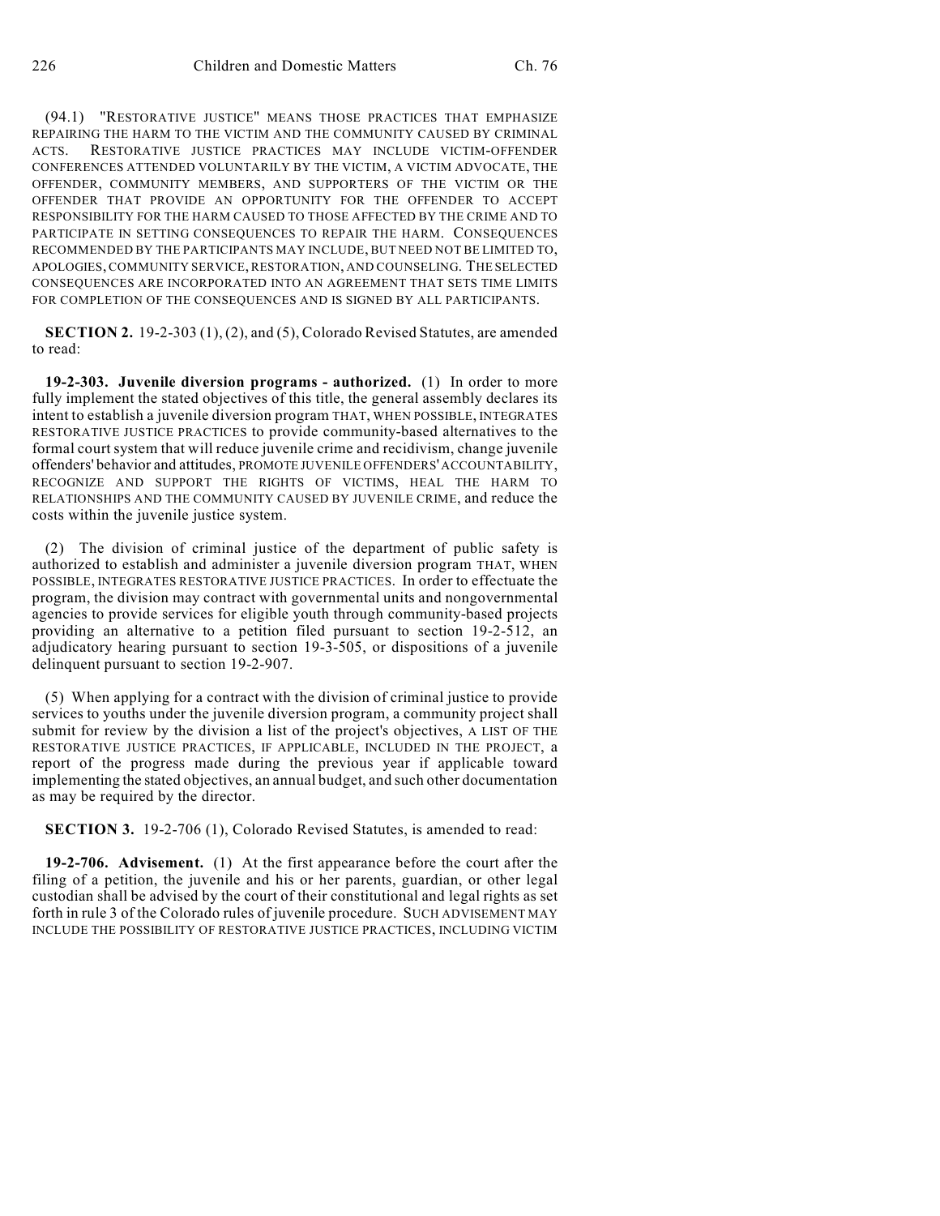(94.1) "RESTORATIVE JUSTICE" MEANS THOSE PRACTICES THAT EMPHASIZE REPAIRING THE HARM TO THE VICTIM AND THE COMMUNITY CAUSED BY CRIMINAL ACTS. RESTORATIVE JUSTICE PRACTICES MAY INCLUDE VICTIM-OFFENDER CONFERENCES ATTENDED VOLUNTARILY BY THE VICTIM, A VICTIM ADVOCATE, THE OFFENDER, COMMUNITY MEMBERS, AND SUPPORTERS OF THE VICTIM OR THE OFFENDER THAT PROVIDE AN OPPORTUNITY FOR THE OFFENDER TO ACCEPT RESPONSIBILITY FOR THE HARM CAUSED TO THOSE AFFECTED BY THE CRIME AND TO PARTICIPATE IN SETTING CONSEQUENCES TO REPAIR THE HARM. CONSEQUENCES RECOMMENDED BY THE PARTICIPANTS MAY INCLUDE, BUT NEED NOT BE LIMITED TO, APOLOGIES, COMMUNITY SERVICE, RESTORATION, AND COUNSELING. THE SELECTED CONSEQUENCES ARE INCORPORATED INTO AN AGREEMENT THAT SETS TIME LIMITS FOR COMPLETION OF THE CONSEQUENCES AND IS SIGNED BY ALL PARTICIPANTS.

**SECTION 2.** 19-2-303 (1), (2), and (5), Colorado Revised Statutes, are amended to read:

**19-2-303. Juvenile diversion programs - authorized.** (1) In order to more fully implement the stated objectives of this title, the general assembly declares its intent to establish a juvenile diversion program THAT, WHEN POSSIBLE, INTEGRATES RESTORATIVE JUSTICE PRACTICES to provide community-based alternatives to the formal court system that will reduce juvenile crime and recidivism, change juvenile offenders' behavior and attitudes, PROMOTE JUVENILE OFFENDERS' ACCOUNTABILITY, RECOGNIZE AND SUPPORT THE RIGHTS OF VICTIMS, HEAL THE HARM TO RELATIONSHIPS AND THE COMMUNITY CAUSED BY JUVENILE CRIME, and reduce the costs within the juvenile justice system.

(2) The division of criminal justice of the department of public safety is authorized to establish and administer a juvenile diversion program THAT, WHEN POSSIBLE, INTEGRATES RESTORATIVE JUSTICE PRACTICES. In order to effectuate the program, the division may contract with governmental units and nongovernmental agencies to provide services for eligible youth through community-based projects providing an alternative to a petition filed pursuant to section 19-2-512, an adjudicatory hearing pursuant to section 19-3-505, or dispositions of a juvenile delinquent pursuant to section 19-2-907.

(5) When applying for a contract with the division of criminal justice to provide services to youths under the juvenile diversion program, a community project shall submit for review by the division a list of the project's objectives, A LIST OF THE RESTORATIVE JUSTICE PRACTICES, IF APPLICABLE, INCLUDED IN THE PROJECT, a report of the progress made during the previous year if applicable toward implementing the stated objectives, an annual budget, and such other documentation as may be required by the director.

**SECTION 3.** 19-2-706 (1), Colorado Revised Statutes, is amended to read:

**19-2-706. Advisement.** (1) At the first appearance before the court after the filing of a petition, the juvenile and his or her parents, guardian, or other legal custodian shall be advised by the court of their constitutional and legal rights as set forth in rule 3 of the Colorado rules of juvenile procedure. SUCH ADVISEMENT MAY INCLUDE THE POSSIBILITY OF RESTORATIVE JUSTICE PRACTICES, INCLUDING VICTIM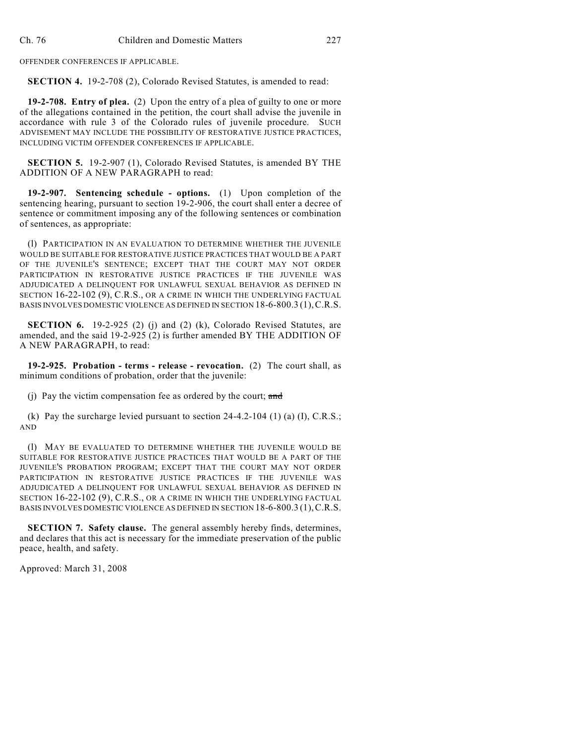OFFENDER CONFERENCES IF APPLICABLE.

**SECTION 4.** 19-2-708 (2), Colorado Revised Statutes, is amended to read:

**19-2-708. Entry of plea.** (2) Upon the entry of a plea of guilty to one or more of the allegations contained in the petition, the court shall advise the juvenile in accordance with rule 3 of the Colorado rules of juvenile procedure. SUCH ADVISEMENT MAY INCLUDE THE POSSIBILITY OF RESTORATIVE JUSTICE PRACTICES, INCLUDING VICTIM OFFENDER CONFERENCES IF APPLICABLE.

**SECTION 5.** 19-2-907 (1), Colorado Revised Statutes, is amended BY THE ADDITION OF A NEW PARAGRAPH to read:

**19-2-907. Sentencing schedule - options.** (1) Upon completion of the sentencing hearing, pursuant to section 19-2-906, the court shall enter a decree of sentence or commitment imposing any of the following sentences or combination of sentences, as appropriate:

(l) PARTICIPATION IN AN EVALUATION TO DETERMINE WHETHER THE JUVENILE WOULD BE SUITABLE FOR RESTORATIVE JUSTICE PRACTICES THAT WOULD BE A PART OF THE JUVENILE'S SENTENCE; EXCEPT THAT THE COURT MAY NOT ORDER PARTICIPATION IN RESTORATIVE JUSTICE PRACTICES IF THE JUVENILE WAS ADJUDICATED A DELINQUENT FOR UNLAWFUL SEXUAL BEHAVIOR AS DEFINED IN SECTION 16-22-102 (9), C.R.S., OR A CRIME IN WHICH THE UNDERLYING FACTUAL BASIS INVOLVES DOMESTIC VIOLENCE AS DEFINED IN SECTION 18-6-800.3 (1), C.R.S.

**SECTION 6.** 19-2-925 (2) (j) and (2) (k), Colorado Revised Statutes, are amended, and the said 19-2-925 (2) is further amended BY THE ADDITION OF A NEW PARAGRAPH, to read:

**19-2-925. Probation - terms - release - revocation.** (2) The court shall, as minimum conditions of probation, order that the juvenile:

(j) Pay the victim compensation fee as ordered by the court; ~~and~~

(k) Pay the surcharge levied pursuant to section 24-4.2-104 (1) (a) (I), C.R.S.; AND

(l) MAY BE EVALUATED TO DETERMINE WHETHER THE JUVENILE WOULD BE SUITABLE FOR RESTORATIVE JUSTICE PRACTICES THAT WOULD BE A PART OF THE JUVENILE'S PROBATION PROGRAM; EXCEPT THAT THE COURT MAY NOT ORDER PARTICIPATION IN RESTORATIVE JUSTICE PRACTICES IF THE JUVENILE WAS ADJUDICATED A DELINQUENT FOR UNLAWFUL SEXUAL BEHAVIOR AS DEFINED IN SECTION 16-22-102 (9), C.R.S., OR A CRIME IN WHICH THE UNDERLYING FACTUAL BASIS INVOLVES DOMESTIC VIOLENCE AS DEFINED IN SECTION 18-6-800.3 (1), C.R.S.

**SECTION 7. Safety clause.** The general assembly hereby finds, determines, and declares that this act is necessary for the immediate preservation of the public peace, health, and safety.

Approved: March 31, 2008